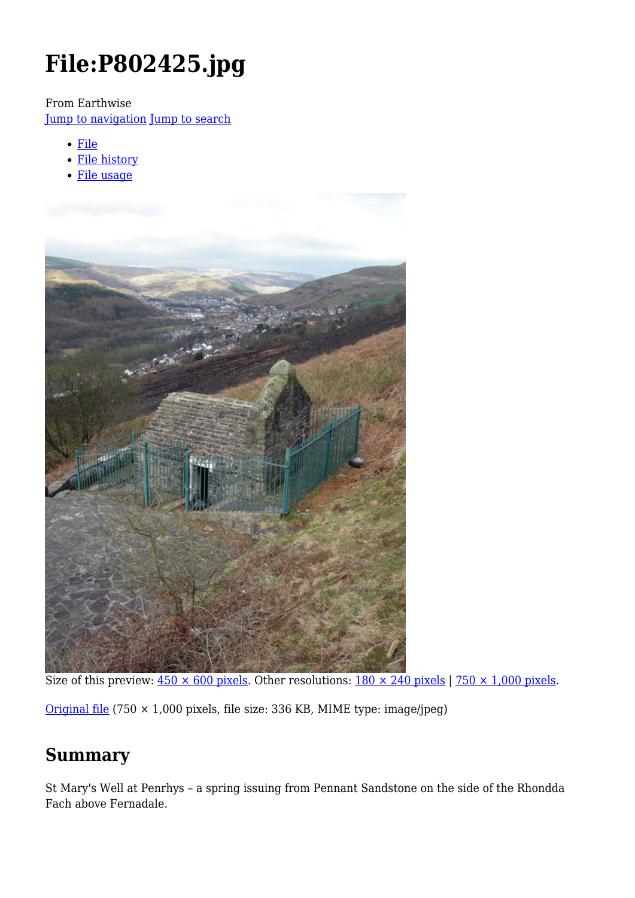# File:P802425.jpg

From Earthwise

Jump to navigation Jump to search

- File
- File history
- File usage

Size of this preview: 450 × 600 pixels. Other resolutions: 180 × 240 pixels | 750 × 1,000 pixels.

Original file (750 × 1,000 pixels, file size: 336 KB, MIME type: image/jpeg)

## Summary

St Mary's Well at Penrhys – a spring issuing from Pennant Sandstone on the side of the Rhondda Fach above Fernadale.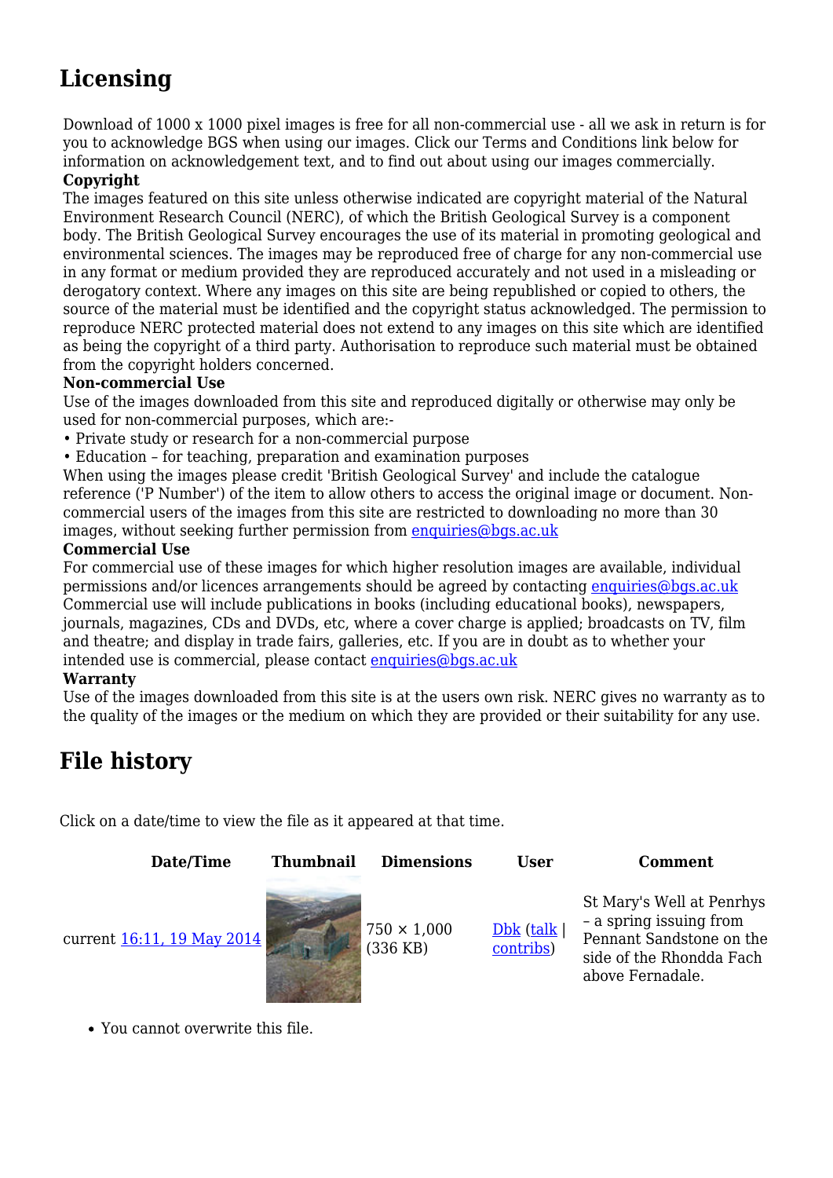## Licensing

Download of 1000 x 1000 pixel images is free for all non-commercial use - all we ask in return is for you to acknowledge BGS when using our images. Click our Terms and Conditions link below for information on acknowledgement text, and to find out about using our images commercially.

**Copyright**

The images featured on this site unless otherwise indicated are copyright material of the Natural Environment Research Council (NERC), of which the British Geological Survey is a component body. The British Geological Survey encourages the use of its material in promoting geological and environmental sciences. The images may be reproduced free of charge for any non-commercial use in any format or medium provided they are reproduced accurately and not used in a misleading or derogatory context. Where any images on this site are being republished or copied to others, the source of the material must be identified and the copyright status acknowledged. The permission to reproduce NERC protected material does not extend to any images on this site which are identified as being the copyright of a third party. Authorisation to reproduce such material must be obtained from the copyright holders concerned.

**Non-commercial Use**

Use of the images downloaded from this site and reproduced digitally or otherwise may only be used for non-commercial purposes, which are:-

• Private study or research for a non-commercial purpose
• Education – for teaching, preparation and examination purposes

When using the images please credit 'British Geological Survey' and include the catalogue reference ('P Number') of the item to allow others to access the original image or document. Non-commercial users of the images from this site are restricted to downloading no more than 30 images, without seeking further permission from enquiries@bgs.ac.uk

**Commercial Use**

For commercial use of these images for which higher resolution images are available, individual permissions and/or licences arrangements should be agreed by contacting enquiries@bgs.ac.uk Commercial use will include publications in books (including educational books), newspapers, journals, magazines, CDs and DVDs, etc, where a cover charge is applied; broadcasts on TV, film and theatre; and display in trade fairs, galleries, etc. If you are in doubt as to whether your intended use is commercial, please contact enquiries@bgs.ac.uk

**Warranty**

Use of the images downloaded from this site is at the users own risk. NERC gives no warranty as to the quality of the images or the medium on which they are provided or their suitability for any use.

## File history

Click on a date/time to view the file as it appeared at that time.

| Date/Time | Thumbnail | Dimensions | User | Comment |
|---|---|---|---|---|
| current 16:11, 19 May 2014 | | 750 × 1,000 (336 KB) | Dbk (talk \| contribs) | St Mary's Well at Penrhys – a spring issuing from Pennant Sandstone on the side of the Rhondda Fach above Fernadale. |

- You cannot overwrite this file.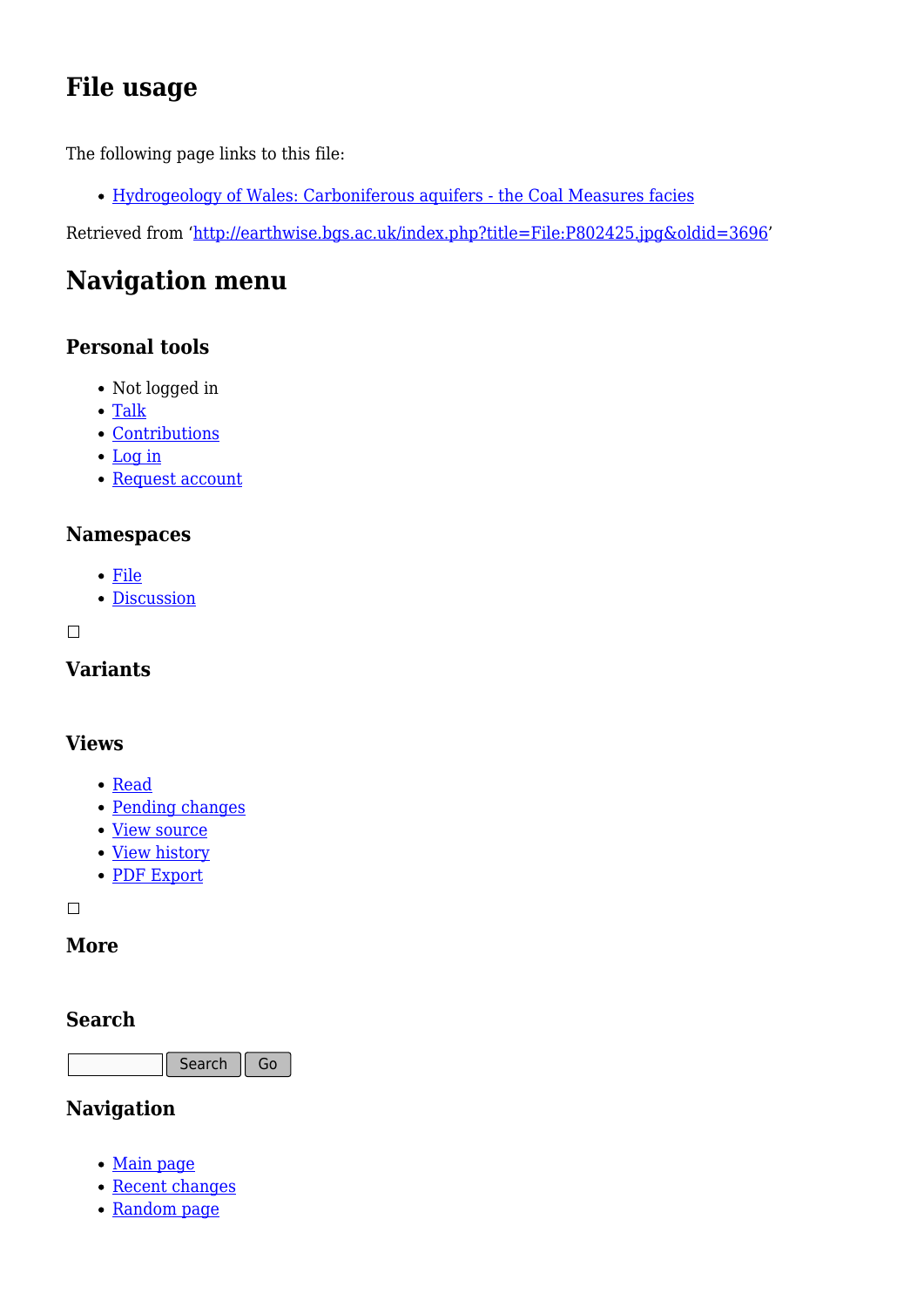## File usage

The following page links to this file:

- [Hydrogeology of Wales: Carboniferous aquifers - the Coal Measures facies]()

Retrieved from 'http://earthwise.bgs.ac.uk/index.php?title=File:P802425.jpg&oldid=3696'

## Navigation menu

### Personal tools

- Not logged in
- Talk
- Contributions
- Log in
- Request account

### Namespaces

- File
- Discussion

### Variants

### Views

- Read
- Pending changes
- View source
- View history
- PDF Export

### More

### Search

Search Go

### Navigation

- Main page
- Recent changes
- Random page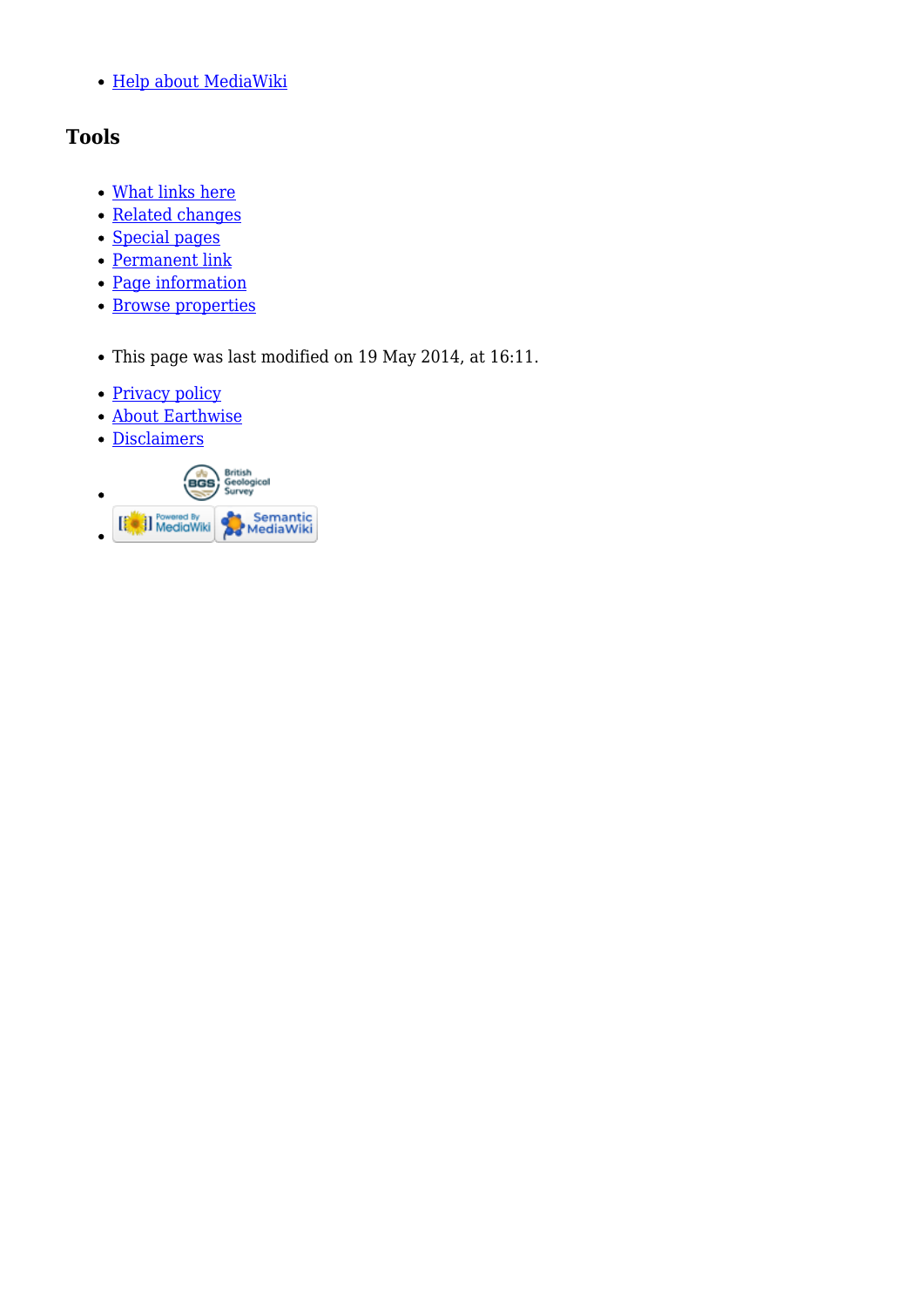- Help about MediaWiki

### Tools

- What links here
- Related changes
- Special pages
- Permanent link
- Page information
- Browse properties

- This page was last modified on 19 May 2014, at 16:11.

- Privacy policy
- About Earthwise
- Disclaimers